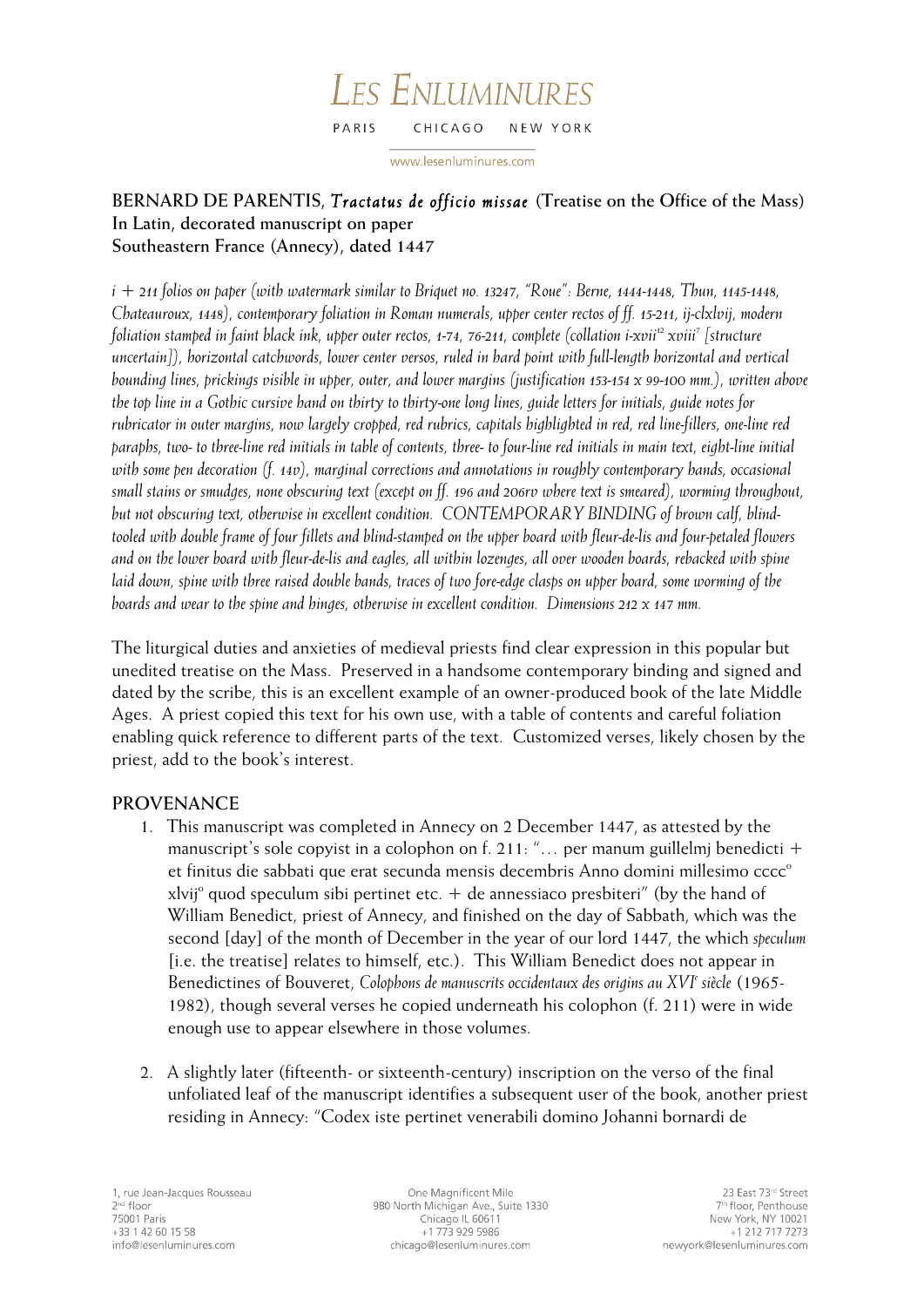**BERNARD DE PARENTIS, *Tractatus de officio missae* (Treatise on the Office of the Mass)**
**In Latin, decorated manuscript on paper**
**Southeastern France (Annecy), dated 1447**

*i + 211 folios on paper (with watermark similar to Briquet no. 13247, "Roue": Berne, 1444-1448, Thun, 1145-1448, Chateauroux, 1448), contemporary foliation in Roman numerals, upper center rectos of ff. 15-211, ij-clxlvij, modern foliation stamped in faint black ink, upper outer rectos, 1-74, 76-211, complete (collation i-xvii[12] xviii[7] [structure uncertain]), horizontal catchwords, lower center versos, ruled in hard point with full-length horizontal and vertical bounding lines, prickings visible in upper, outer, and lower margins (justification 153-154 x 99-100 mm.), written above the top line in a Gothic cursive hand on thirty to thirty-one long lines, guide letters for initials, guide notes for rubricator in outer margins, now largely cropped, red rubrics, capitals highlighted in red, red line-fillers, one-line red paraphs, two- to three-line red initials in table of contents, three- to four-line red initials in main text, eight-line initial with some pen decoration (f. 14v), marginal corrections and annotations in roughly contemporary hands, occasional small stains or smudges, none obscuring text (except on ff. 196 and 206rv where text is smeared), worming throughout, but not obscuring text, otherwise in excellent condition. CONTEMPORARY BINDING of brown calf, blind-tooled with double frame of four fillets and blind-stamped on the upper board with fleur-de-lis and four-petaled flowers and on the lower board with fleur-de-lis and eagles, all within lozenges, all over wooden boards, rebacked with spine laid down, spine with three raised double bands, traces of two fore-edge clasps on upper board, some worming of the boards and wear to the spine and hinges, otherwise in excellent condition. Dimensions 212 x 147 mm.*

The liturgical duties and anxieties of medieval priests find clear expression in this popular but unedited treatise on the Mass. Preserved in a handsome contemporary binding and signed and dated by the scribe, this is an excellent example of an owner-produced book of the late Middle Ages. A priest copied this text for his own use, with a table of contents and careful foliation enabling quick reference to different parts of the text. Customized verses, likely chosen by the priest, add to the book's interest.

## PROVENANCE

1. This manuscript was completed in Annecy on 2 December 1447, as attested by the manuscript's sole copyist in a colophon on f. 211: "… per manum guillelmj benedicti + et finitus die sabbati que erat secunda mensis decembris Anno domini millesimo cccc[o] xlvij[o] quod speculum sibi pertinet etc. + de annessiaco presbiteri" (by the hand of William Benedict, priest of Annecy, and finished on the day of Sabbath, which was the second [day] of the month of December in the year of our lord 1447, the which *speculum* [i.e. the treatise] relates to himself, etc.). This William Benedict does not appear in Benedictines of Bouveret, *Colophons de manuscrits occidentaux des origins au XVI[e] siècle* (1965-1982), though several verses he copied underneath his colophon (f. 211) were in wide enough use to appear elsewhere in those volumes.

2. A slightly later (fifteenth- or sixteenth-century) inscription on the verso of the final unfoliated leaf of the manuscript identifies a subsequent user of the book, another priest residing in Annecy: "Codex iste pertinet venerabili domino Johanni bornardi de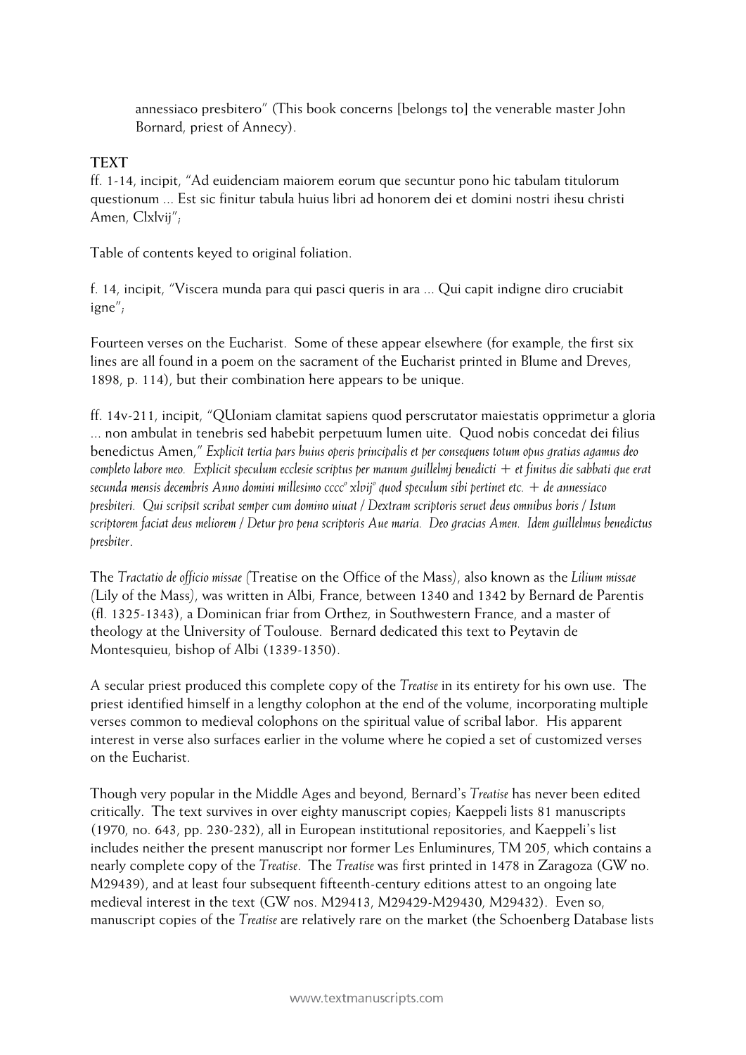annessiaco presbitero" (This book concerns [belongs to] the venerable master John Bornard, priest of Annecy).

**TEXT**

ff. 1-14, incipit, "Ad euidenciam maiorem eorum que secuntur pono hic tabulam titulorum questionum ... Est sic finitur tabula huius libri ad honorem dei et domini nostri ihesu christi Amen, Clxlvij";

Table of contents keyed to original foliation.

f. 14, incipit, "Viscera munda para qui pasci queris in ara ... Qui capit indigne diro cruciabit igne";

Fourteen verses on the Eucharist. Some of these appear elsewhere (for example, the first six lines are all found in a poem on the sacrament of the Eucharist printed in Blume and Dreves, 1898, p. 114), but their combination here appears to be unique.

ff. 14v-211, incipit, "QUoniam clamitat sapiens quod perscrutator maiestatis opprimetur a gloria ... non ambulat in tenebris sed habebit perpetuum lumen uite. Quod nobis concedat dei filius benedictus Amen," *Explicit tertia pars huius operis principalis et per consequens totum opus gratias agamus deo completo labore meo. Explicit speculum ecclesie scriptus per manum guillelmj benedicti + et finitus die sabbati que erat secunda mensis decembris Anno domini millesimo cccc° xlvij° quod speculum sibi pertinet etc. + de annessiaco presbiteri. Qui scripsit scribat semper cum domino uiuat / Dextram scriptoris seruet deus omnibus horis / Istum scriptorem faciat deus meliorem / Detur pro pena scriptoris Aue maria. Deo gracias Amen. Idem guillelmus benedictus presbiter*.

The *Tractatio de officio missae* (Treatise on the Office of the Mass), also known as the *Lilium missae* (Lily of the Mass), was written in Albi, France, between 1340 and 1342 by Bernard de Parentis (fl. 1325-1343), a Dominican friar from Orthez, in Southwestern France, and a master of theology at the University of Toulouse. Bernard dedicated this text to Peytavin de Montesquieu, bishop of Albi (1339-1350).

A secular priest produced this complete copy of the *Treatise* in its entirety for his own use. The priest identified himself in a lengthy colophon at the end of the volume, incorporating multiple verses common to medieval colophons on the spiritual value of scribal labor. His apparent interest in verse also surfaces earlier in the volume where he copied a set of customized verses on the Eucharist.

Though very popular in the Middle Ages and beyond, Bernard's *Treatise* has never been edited critically. The text survives in over eighty manuscript copies; Kaeppeli lists 81 manuscripts (1970, no. 643, pp. 230-232), all in European institutional repositories, and Kaeppeli's list includes neither the present manuscript nor former Les Enluminures, TM 205, which contains a nearly complete copy of the *Treatise*. The *Treatise* was first printed in 1478 in Zaragoza (GW no. M29439), and at least four subsequent fifteenth-century editions attest to an ongoing late medieval interest in the text (GW nos. M29413, M29429-M29430, M29432). Even so, manuscript copies of the *Treatise* are relatively rare on the market (the Schoenberg Database lists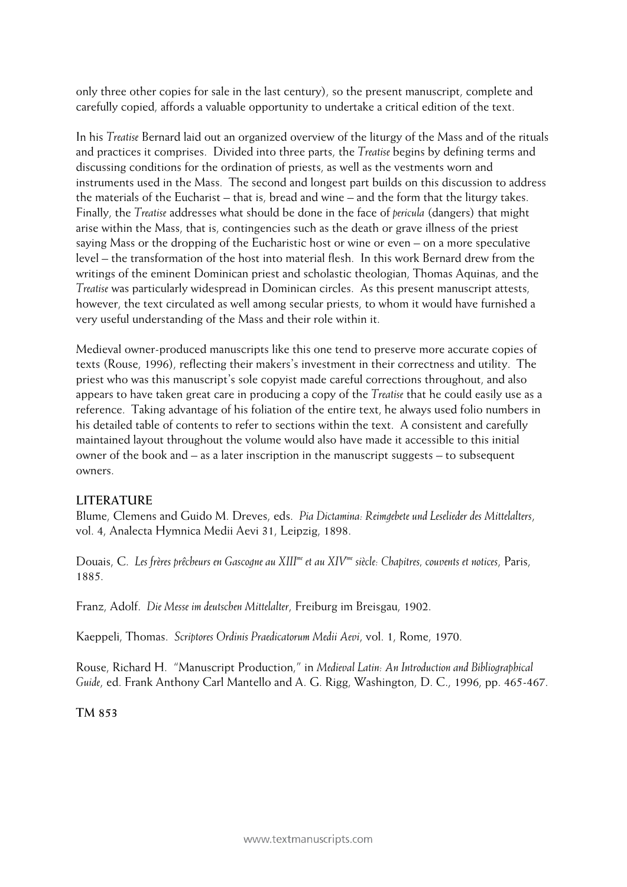only three other copies for sale in the last century), so the present manuscript, complete and carefully copied, affords a valuable opportunity to undertake a critical edition of the text.

In his *Treatise* Bernard laid out an organized overview of the liturgy of the Mass and of the rituals and practices it comprises. Divided into three parts, the *Treatise* begins by defining terms and discussing conditions for the ordination of priests, as well as the vestments worn and instruments used in the Mass. The second and longest part builds on this discussion to address the materials of the Eucharist – that is, bread and wine – and the form that the liturgy takes. Finally, the *Treatise* addresses what should be done in the face of *pericula* (dangers) that might arise within the Mass, that is, contingencies such as the death or grave illness of the priest saying Mass or the dropping of the Eucharistic host or wine or even – on a more speculative level – the transformation of the host into material flesh. In this work Bernard drew from the writings of the eminent Dominican priest and scholastic theologian, Thomas Aquinas, and the *Treatise* was particularly widespread in Dominican circles. As this present manuscript attests, however, the text circulated as well among secular priests, to whom it would have furnished a very useful understanding of the Mass and their role within it.

Medieval owner-produced manuscripts like this one tend to preserve more accurate copies of texts (Rouse, 1996), reflecting their makers's investment in their correctness and utility. The priest who was this manuscript's sole copyist made careful corrections throughout, and also appears to have taken great care in producing a copy of the *Treatise* that he could easily use as a reference. Taking advantage of his foliation of the entire text, he always used folio numbers in his detailed table of contents to refer to sections within the text. A consistent and carefully maintained layout throughout the volume would also have made it accessible to this initial owner of the book and – as a later inscription in the manuscript suggests – to subsequent owners.

## LITERATURE

Blume, Clemens and Guido M. Dreves, eds. *Pia Dictamina: Reimgebete und Leselieder des Mittelalters*, vol. 4, Analecta Hymnica Medii Aevi 31, Leipzig, 1898.

Douais, C. *Les frères prêcheurs en Gascogne au XIII^me et au XIV^me siècle: Chapitres, couvents et notices*, Paris, 1885.

Franz, Adolf. *Die Messe im deutschen Mittelalter*, Freiburg im Breisgau, 1902.

Kaeppeli, Thomas. *Scriptores Ordinis Praedicatorum Medii Aevi*, vol. 1, Rome, 1970.

Rouse, Richard H. "Manuscript Production," in *Medieval Latin: An Introduction and Bibliographical Guide*, ed. Frank Anthony Carl Mantello and A. G. Rigg, Washington, D. C., 1996, pp. 465-467.

**TM 853**